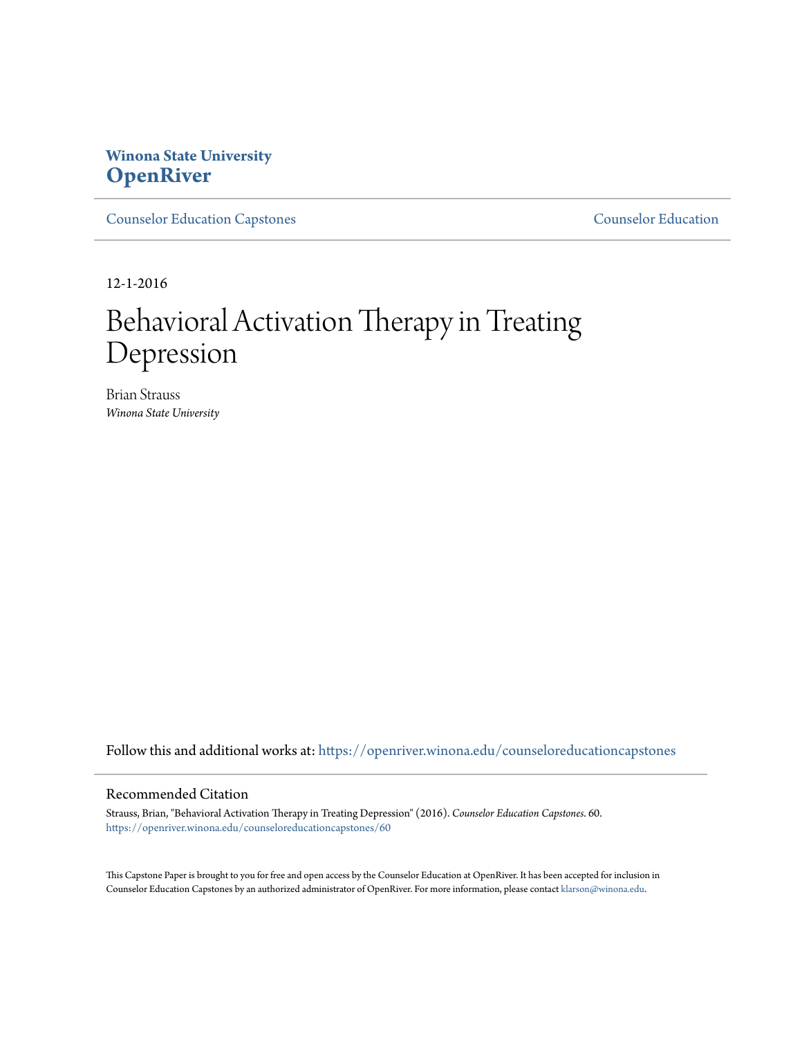**Winona State University**
# OpenRiver

Counselor Education Capstones | Counselor Education

12-1-2016

# Behavioral Activation Therapy in Treating Depression

Brian Strauss
*Winona State University*

Follow this and additional works at: https://openriver.winona.edu/counseloreducationcapstones

## Recommended Citation

Strauss, Brian, "Behavioral Activation Therapy in Treating Depression" (2016). *Counselor Education Capstones*. 60.
https://openriver.winona.edu/counseloreducationcapstones/60

This Capstone Paper is brought to you for free and open access by the Counselor Education at OpenRiver. It has been accepted for inclusion in Counselor Education Capstones by an authorized administrator of OpenRiver. For more information, please contact klarson@winona.edu.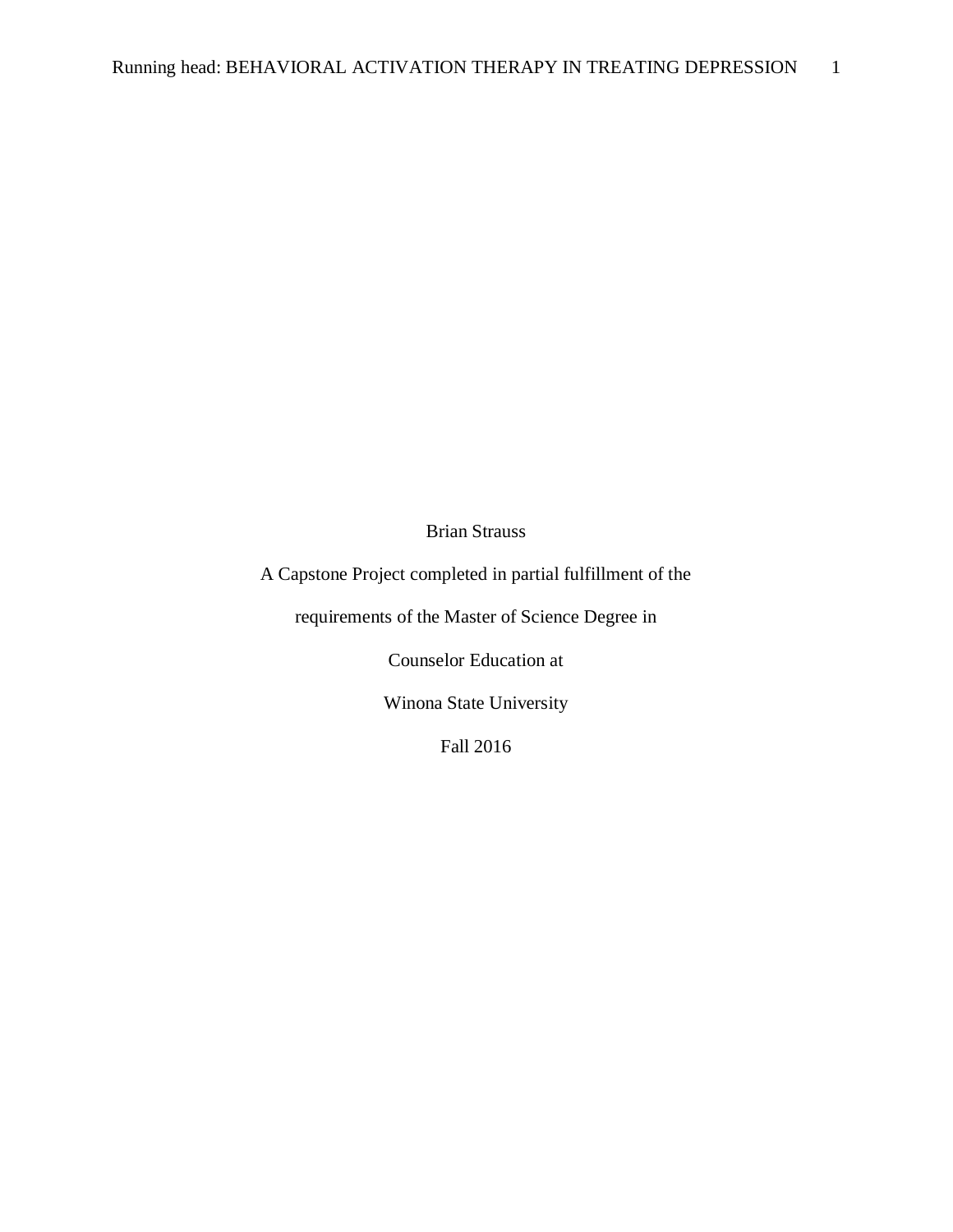Brian Strauss

A Capstone Project completed in partial fulfillment of the

requirements of the Master of Science Degree in

Counselor Education at

Winona State University

Fall 2016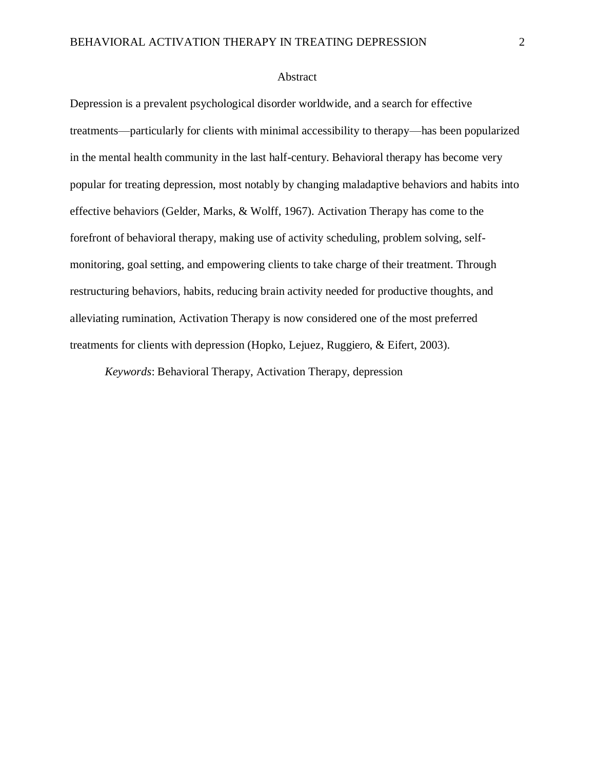# Abstract

Depression is a prevalent psychological disorder worldwide, and a search for effective treatments—particularly for clients with minimal accessibility to therapy—has been popularized in the mental health community in the last half-century. Behavioral therapy has become very popular for treating depression, most notably by changing maladaptive behaviors and habits into effective behaviors (Gelder, Marks, & Wolff, 1967). Activation Therapy has come to the forefront of behavioral therapy, making use of activity scheduling, problem solving, self-monitoring, goal setting, and empowering clients to take charge of their treatment. Through restructuring behaviors, habits, reducing brain activity needed for productive thoughts, and alleviating rumination, Activation Therapy is now considered one of the most preferred treatments for clients with depression (Hopko, Lejuez, Ruggiero, & Eifert, 2003).

*Keywords*: Behavioral Therapy, Activation Therapy, depression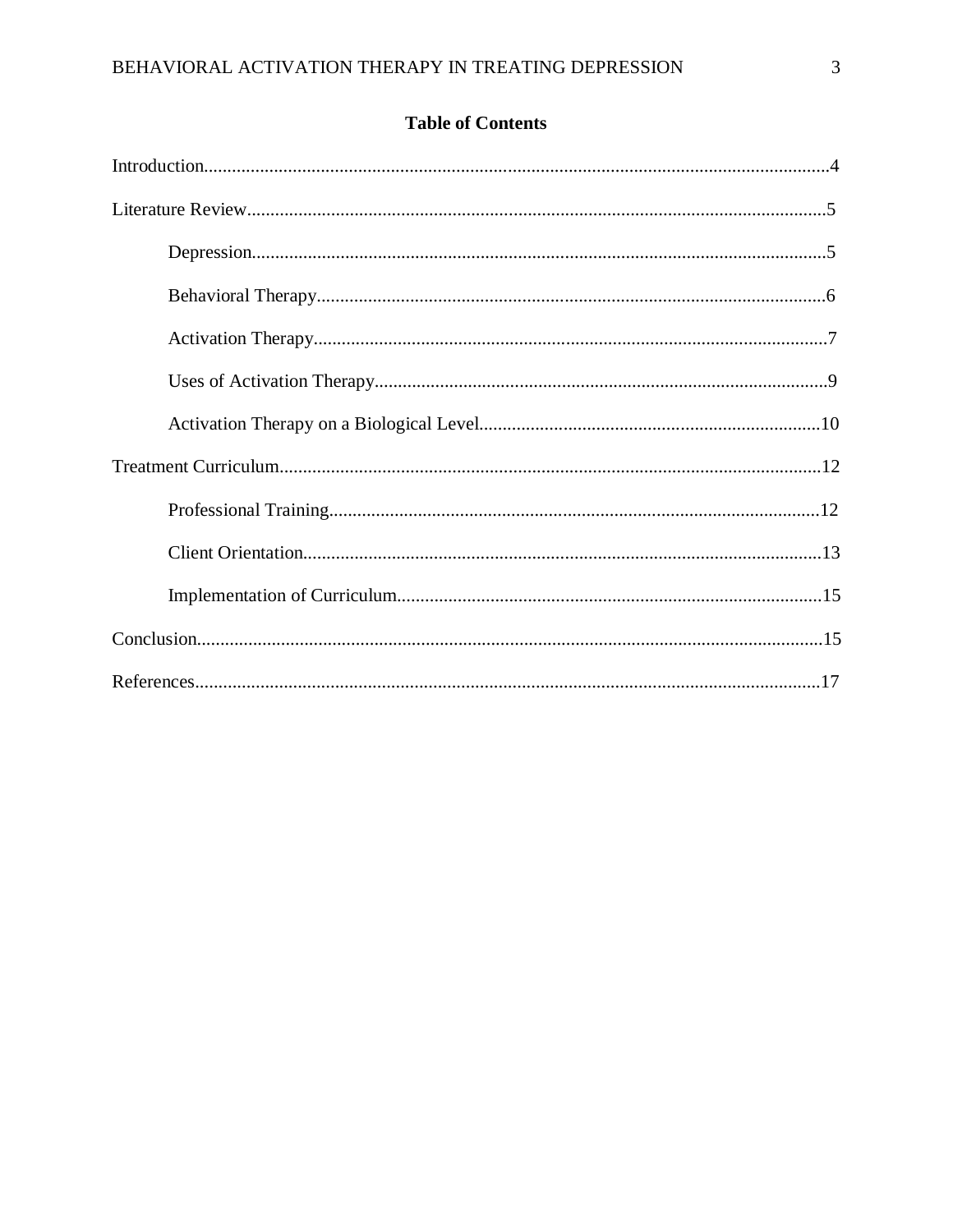# Table of Contents

Introduction....................................................................................................................................4

Literature Review...........................................................................................................................5

- Depression.........................................................................................................................5
- Behavioral Therapy...........................................................................................................6
- Activation Therapy............................................................................................................7
- Uses of Activation Therapy...............................................................................................9
- Activation Therapy on a Biological Level........................................................................10

Treatment Curriculum...................................................................................................................12

- Professional Training........................................................................................................12
- Client Orientation.............................................................................................................13
- Implementation of Curriculum.........................................................................................15

Conclusion.....................................................................................................................................15

References.....................................................................................................................................17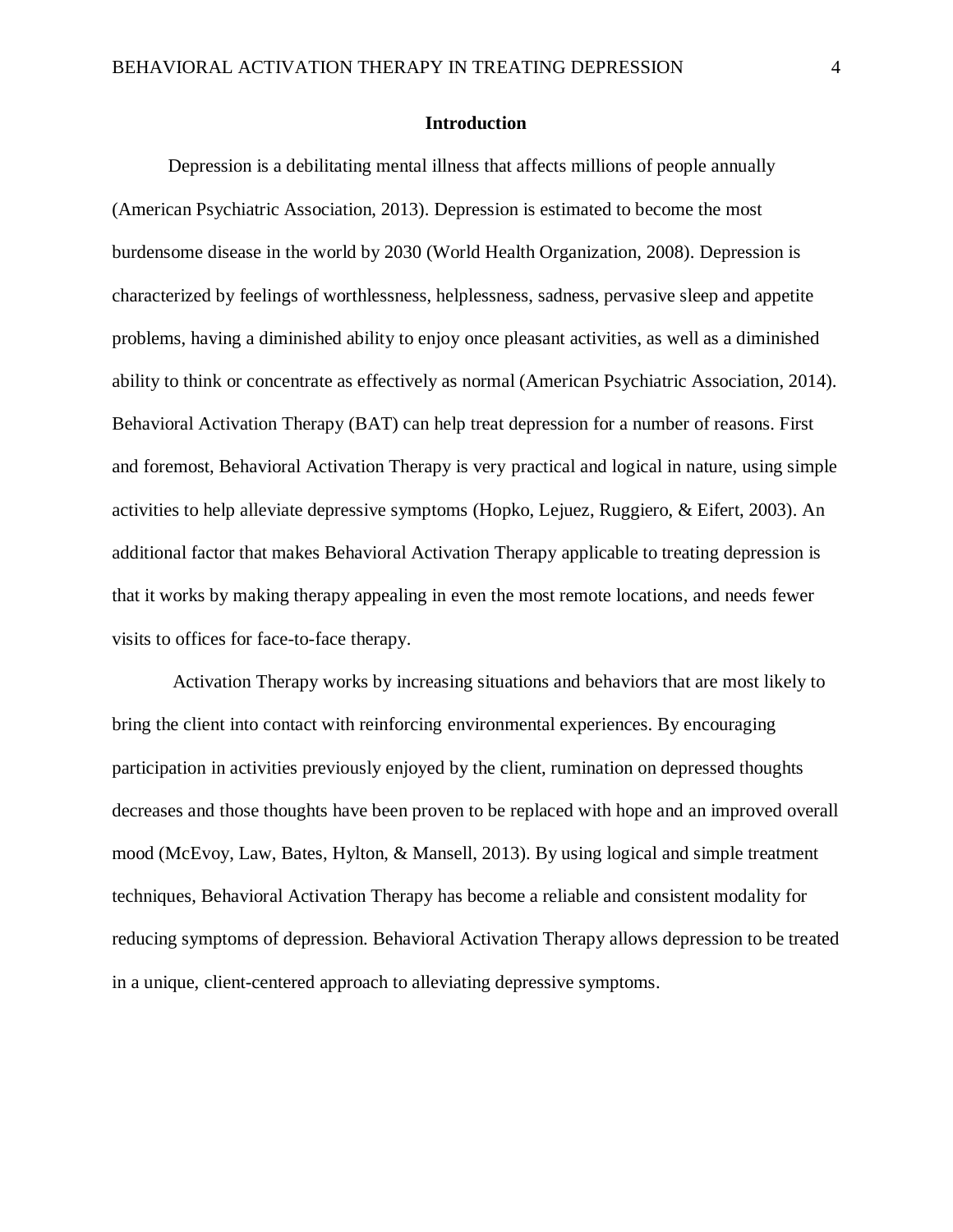## Introduction

Depression is a debilitating mental illness that affects millions of people annually (American Psychiatric Association, 2013). Depression is estimated to become the most burdensome disease in the world by 2030 (World Health Organization, 2008). Depression is characterized by feelings of worthlessness, helplessness, sadness, pervasive sleep and appetite problems, having a diminished ability to enjoy once pleasant activities, as well as a diminished ability to think or concentrate as effectively as normal (American Psychiatric Association, 2014). Behavioral Activation Therapy (BAT) can help treat depression for a number of reasons. First and foremost, Behavioral Activation Therapy is very practical and logical in nature, using simple activities to help alleviate depressive symptoms (Hopko, Lejuez, Ruggiero, & Eifert, 2003). An additional factor that makes Behavioral Activation Therapy applicable to treating depression is that it works by making therapy appealing in even the most remote locations, and needs fewer visits to offices for face-to-face therapy.

Activation Therapy works by increasing situations and behaviors that are most likely to bring the client into contact with reinforcing environmental experiences. By encouraging participation in activities previously enjoyed by the client, rumination on depressed thoughts decreases and those thoughts have been proven to be replaced with hope and an improved overall mood (McEvoy, Law, Bates, Hylton, & Mansell, 2013). By using logical and simple treatment techniques, Behavioral Activation Therapy has become a reliable and consistent modality for reducing symptoms of depression. Behavioral Activation Therapy allows depression to be treated in a unique, client-centered approach to alleviating depressive symptoms.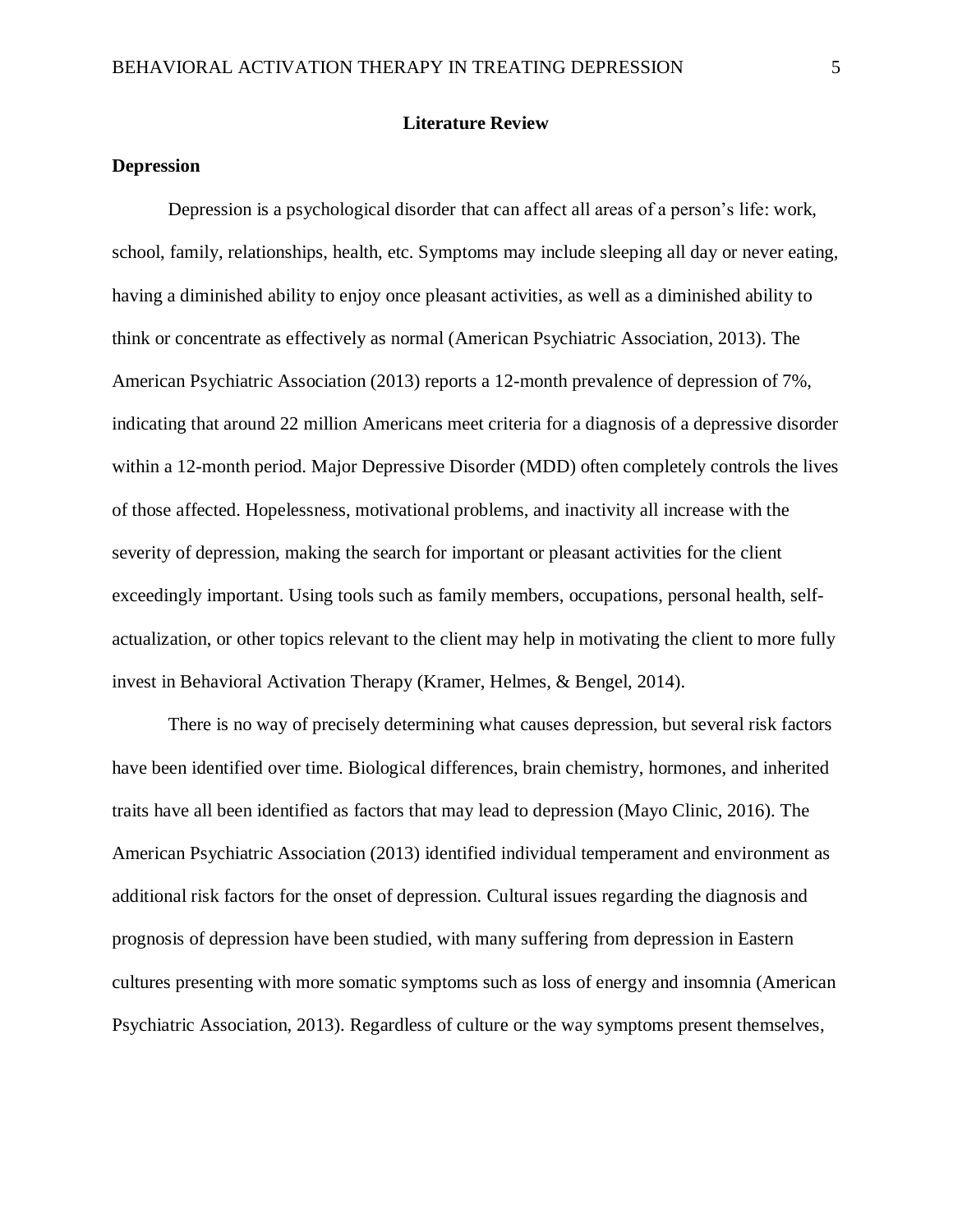## Literature Review

### Depression

Depression is a psychological disorder that can affect all areas of a person's life: work, school, family, relationships, health, etc. Symptoms may include sleeping all day or never eating, having a diminished ability to enjoy once pleasant activities, as well as a diminished ability to think or concentrate as effectively as normal (American Psychiatric Association, 2013). The American Psychiatric Association (2013) reports a 12-month prevalence of depression of 7%, indicating that around 22 million Americans meet criteria for a diagnosis of a depressive disorder within a 12-month period. Major Depressive Disorder (MDD) often completely controls the lives of those affected. Hopelessness, motivational problems, and inactivity all increase with the severity of depression, making the search for important or pleasant activities for the client exceedingly important. Using tools such as family members, occupations, personal health, self-actualization, or other topics relevant to the client may help in motivating the client to more fully invest in Behavioral Activation Therapy (Kramer, Helmes, & Bengel, 2014).

There is no way of precisely determining what causes depression, but several risk factors have been identified over time. Biological differences, brain chemistry, hormones, and inherited traits have all been identified as factors that may lead to depression (Mayo Clinic, 2016). The American Psychiatric Association (2013) identified individual temperament and environment as additional risk factors for the onset of depression. Cultural issues regarding the diagnosis and prognosis of depression have been studied, with many suffering from depression in Eastern cultures presenting with more somatic symptoms such as loss of energy and insomnia (American Psychiatric Association, 2013). Regardless of culture or the way symptoms present themselves,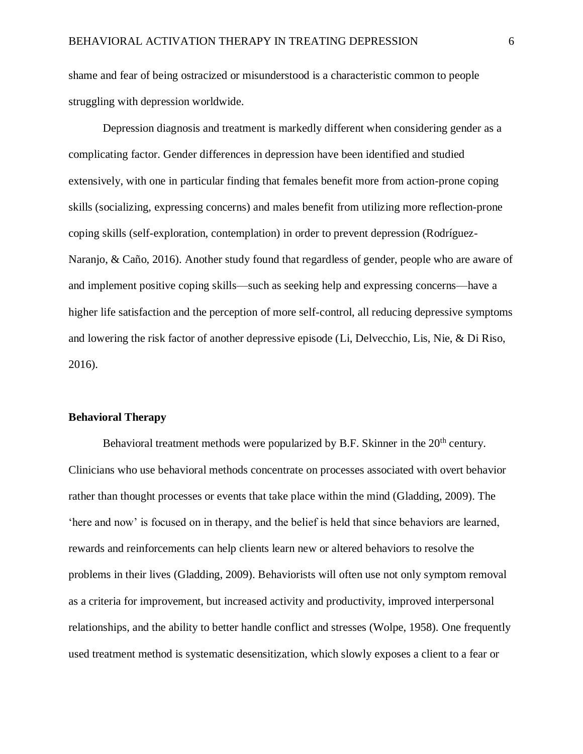shame and fear of being ostracized or misunderstood is a characteristic common to people struggling with depression worldwide.

Depression diagnosis and treatment is markedly different when considering gender as a complicating factor. Gender differences in depression have been identified and studied extensively, with one in particular finding that females benefit more from action-prone coping skills (socializing, expressing concerns) and males benefit from utilizing more reflection-prone coping skills (self-exploration, contemplation) in order to prevent depression (Rodríguez-Naranjo, & Caño, 2016). Another study found that regardless of gender, people who are aware of and implement positive coping skills—such as seeking help and expressing concerns—have a higher life satisfaction and the perception of more self-control, all reducing depressive symptoms and lowering the risk factor of another depressive episode (Li, Delvecchio, Lis, Nie, & Di Riso, 2016).

**Behavioral Therapy**

Behavioral treatment methods were popularized by B.F. Skinner in the 20th century. Clinicians who use behavioral methods concentrate on processes associated with overt behavior rather than thought processes or events that take place within the mind (Gladding, 2009). The 'here and now' is focused on in therapy, and the belief is held that since behaviors are learned, rewards and reinforcements can help clients learn new or altered behaviors to resolve the problems in their lives (Gladding, 2009). Behaviorists will often use not only symptom removal as a criteria for improvement, but increased activity and productivity, improved interpersonal relationships, and the ability to better handle conflict and stresses (Wolpe, 1958). One frequently used treatment method is systematic desensitization, which slowly exposes a client to a fear or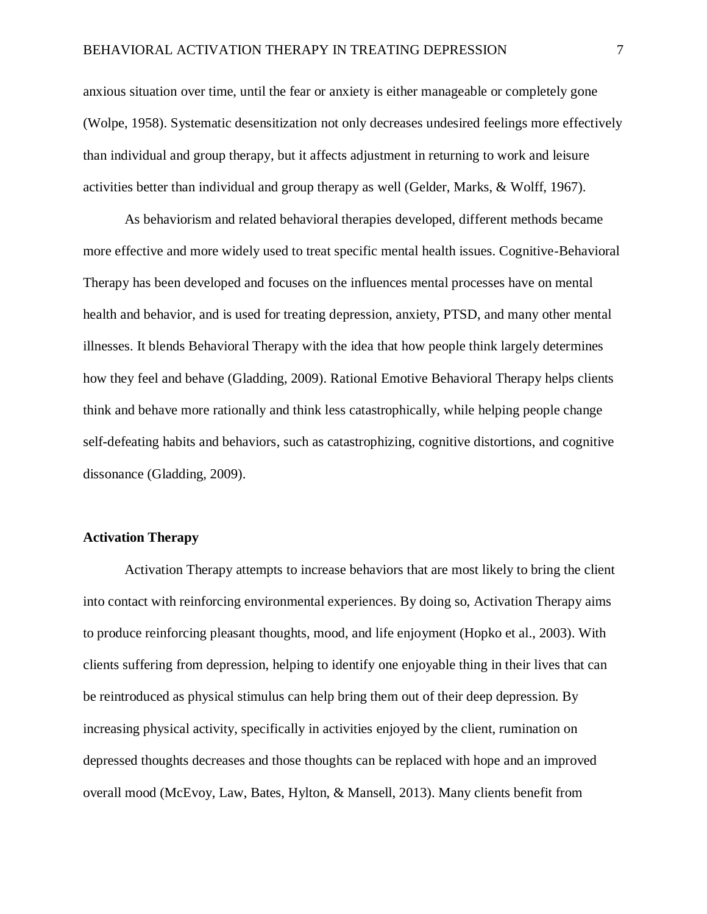anxious situation over time, until the fear or anxiety is either manageable or completely gone (Wolpe, 1958). Systematic desensitization not only decreases undesired feelings more effectively than individual and group therapy, but it affects adjustment in returning to work and leisure activities better than individual and group therapy as well (Gelder, Marks, & Wolff, 1967).

As behaviorism and related behavioral therapies developed, different methods became more effective and more widely used to treat specific mental health issues. Cognitive-Behavioral Therapy has been developed and focuses on the influences mental processes have on mental health and behavior, and is used for treating depression, anxiety, PTSD, and many other mental illnesses. It blends Behavioral Therapy with the idea that how people think largely determines how they feel and behave (Gladding, 2009). Rational Emotive Behavioral Therapy helps clients think and behave more rationally and think less catastrophically, while helping people change self-defeating habits and behaviors, such as catastrophizing, cognitive distortions, and cognitive dissonance (Gladding, 2009).

## Activation Therapy

Activation Therapy attempts to increase behaviors that are most likely to bring the client into contact with reinforcing environmental experiences. By doing so, Activation Therapy aims to produce reinforcing pleasant thoughts, mood, and life enjoyment (Hopko et al., 2003). With clients suffering from depression, helping to identify one enjoyable thing in their lives that can be reintroduced as physical stimulus can help bring them out of their deep depression. By increasing physical activity, specifically in activities enjoyed by the client, rumination on depressed thoughts decreases and those thoughts can be replaced with hope and an improved overall mood (McEvoy, Law, Bates, Hylton, & Mansell, 2013). Many clients benefit from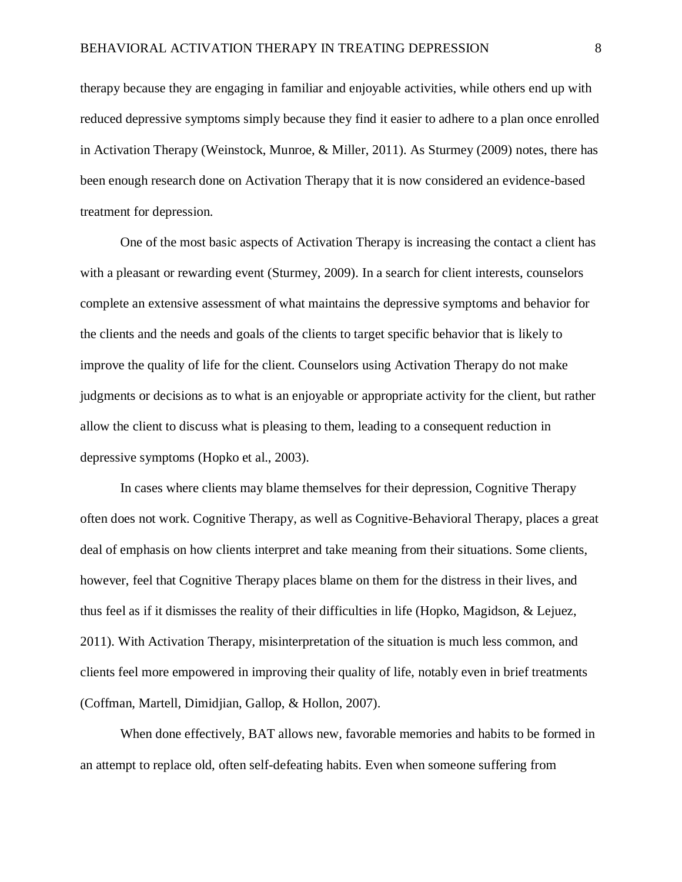therapy because they are engaging in familiar and enjoyable activities, while others end up with reduced depressive symptoms simply because they find it easier to adhere to a plan once enrolled in Activation Therapy (Weinstock, Munroe, & Miller, 2011). As Sturmey (2009) notes, there has been enough research done on Activation Therapy that it is now considered an evidence-based treatment for depression.

One of the most basic aspects of Activation Therapy is increasing the contact a client has with a pleasant or rewarding event (Sturmey, 2009). In a search for client interests, counselors complete an extensive assessment of what maintains the depressive symptoms and behavior for the clients and the needs and goals of the clients to target specific behavior that is likely to improve the quality of life for the client. Counselors using Activation Therapy do not make judgments or decisions as to what is an enjoyable or appropriate activity for the client, but rather allow the client to discuss what is pleasing to them, leading to a consequent reduction in depressive symptoms (Hopko et al., 2003).

In cases where clients may blame themselves for their depression, Cognitive Therapy often does not work. Cognitive Therapy, as well as Cognitive-Behavioral Therapy, places a great deal of emphasis on how clients interpret and take meaning from their situations. Some clients, however, feel that Cognitive Therapy places blame on them for the distress in their lives, and thus feel as if it dismisses the reality of their difficulties in life (Hopko, Magidson, & Lejuez, 2011). With Activation Therapy, misinterpretation of the situation is much less common, and clients feel more empowered in improving their quality of life, notably even in brief treatments (Coffman, Martell, Dimidjian, Gallop, & Hollon, 2007).

When done effectively, BAT allows new, favorable memories and habits to be formed in an attempt to replace old, often self-defeating habits. Even when someone suffering from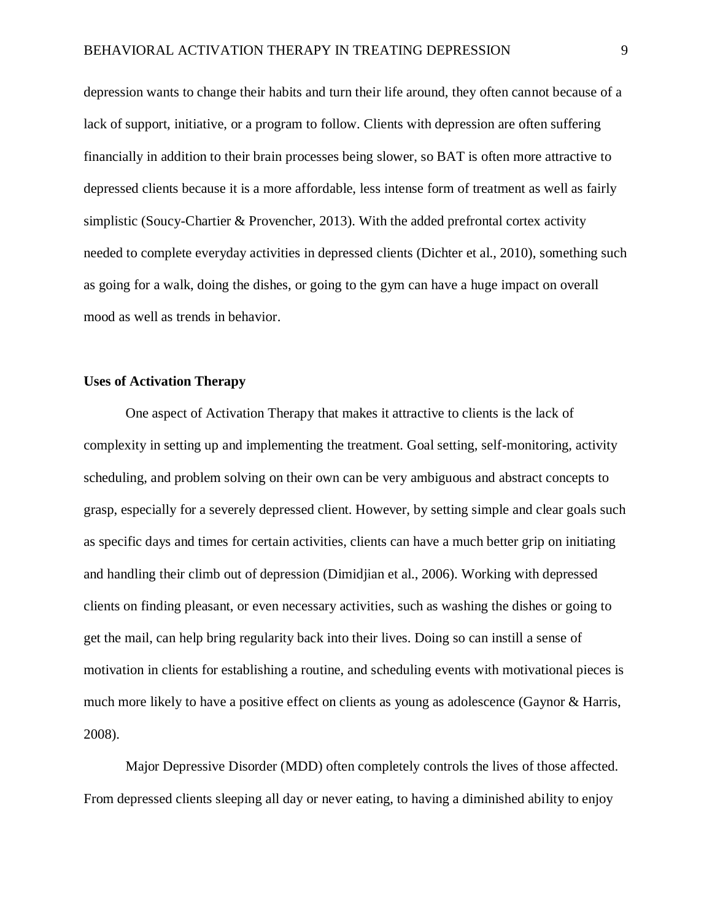depression wants to change their habits and turn their life around, they often cannot because of a lack of support, initiative, or a program to follow. Clients with depression are often suffering financially in addition to their brain processes being slower, so BAT is often more attractive to depressed clients because it is a more affordable, less intense form of treatment as well as fairly simplistic (Soucy-Chartier & Provencher, 2013). With the added prefrontal cortex activity needed to complete everyday activities in depressed clients (Dichter et al., 2010), something such as going for a walk, doing the dishes, or going to the gym can have a huge impact on overall mood as well as trends in behavior.

**Uses of Activation Therapy**

One aspect of Activation Therapy that makes it attractive to clients is the lack of complexity in setting up and implementing the treatment. Goal setting, self-monitoring, activity scheduling, and problem solving on their own can be very ambiguous and abstract concepts to grasp, especially for a severely depressed client. However, by setting simple and clear goals such as specific days and times for certain activities, clients can have a much better grip on initiating and handling their climb out of depression (Dimidjian et al., 2006). Working with depressed clients on finding pleasant, or even necessary activities, such as washing the dishes or going to get the mail, can help bring regularity back into their lives. Doing so can instill a sense of motivation in clients for establishing a routine, and scheduling events with motivational pieces is much more likely to have a positive effect on clients as young as adolescence (Gaynor & Harris, 2008).

Major Depressive Disorder (MDD) often completely controls the lives of those affected. From depressed clients sleeping all day or never eating, to having a diminished ability to enjoy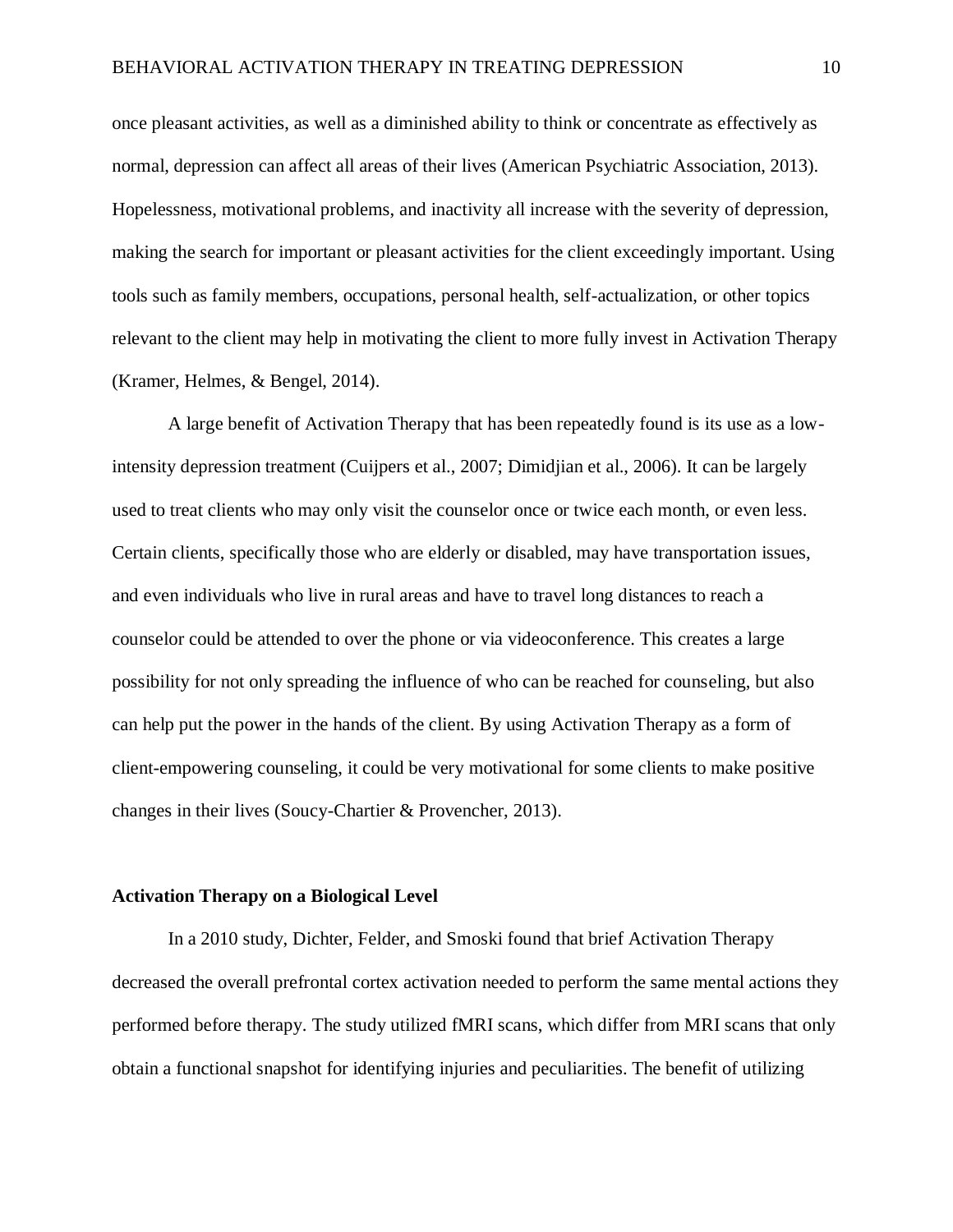once pleasant activities, as well as a diminished ability to think or concentrate as effectively as normal, depression can affect all areas of their lives (American Psychiatric Association, 2013). Hopelessness, motivational problems, and inactivity all increase with the severity of depression, making the search for important or pleasant activities for the client exceedingly important. Using tools such as family members, occupations, personal health, self-actualization, or other topics relevant to the client may help in motivating the client to more fully invest in Activation Therapy (Kramer, Helmes, & Bengel, 2014).

A large benefit of Activation Therapy that has been repeatedly found is its use as a low-intensity depression treatment (Cuijpers et al., 2007; Dimidjian et al., 2006). It can be largely used to treat clients who may only visit the counselor once or twice each month, or even less. Certain clients, specifically those who are elderly or disabled, may have transportation issues, and even individuals who live in rural areas and have to travel long distances to reach a counselor could be attended to over the phone or via videoconference. This creates a large possibility for not only spreading the influence of who can be reached for counseling, but also can help put the power in the hands of the client. By using Activation Therapy as a form of client-empowering counseling, it could be very motivational for some clients to make positive changes in their lives (Soucy-Chartier & Provencher, 2013).

**Activation Therapy on a Biological Level**

In a 2010 study, Dichter, Felder, and Smoski found that brief Activation Therapy decreased the overall prefrontal cortex activation needed to perform the same mental actions they performed before therapy. The study utilized fMRI scans, which differ from MRI scans that only obtain a functional snapshot for identifying injuries and peculiarities. The benefit of utilizing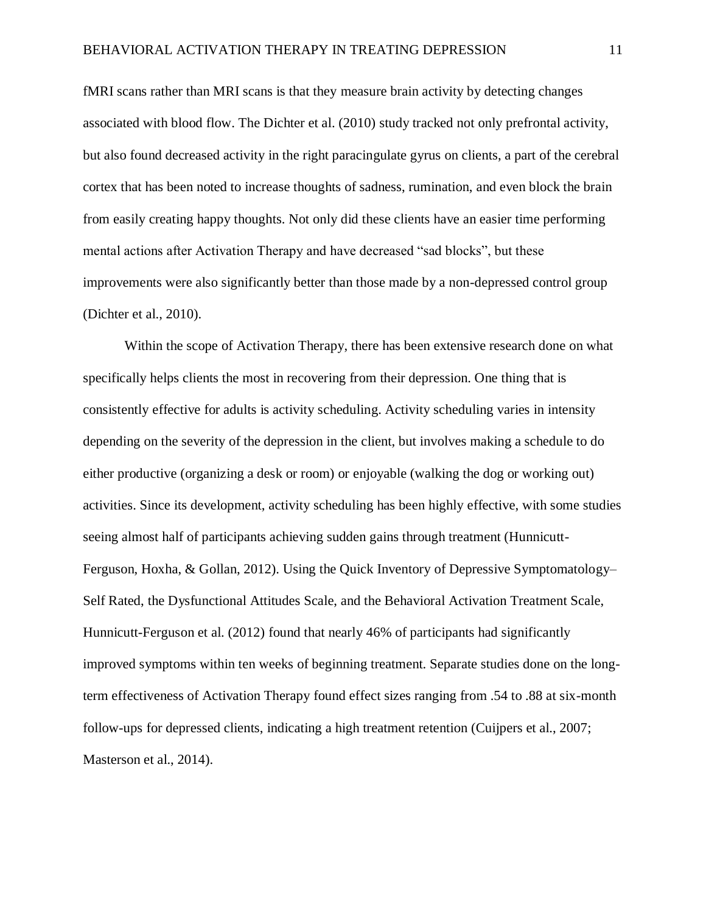fMRI scans rather than MRI scans is that they measure brain activity by detecting changes associated with blood flow. The Dichter et al. (2010) study tracked not only prefrontal activity, but also found decreased activity in the right paracingulate gyrus on clients, a part of the cerebral cortex that has been noted to increase thoughts of sadness, rumination, and even block the brain from easily creating happy thoughts. Not only did these clients have an easier time performing mental actions after Activation Therapy and have decreased "sad blocks", but these improvements were also significantly better than those made by a non-depressed control group (Dichter et al., 2010).

Within the scope of Activation Therapy, there has been extensive research done on what specifically helps clients the most in recovering from their depression. One thing that is consistently effective for adults is activity scheduling. Activity scheduling varies in intensity depending on the severity of the depression in the client, but involves making a schedule to do either productive (organizing a desk or room) or enjoyable (walking the dog or working out) activities. Since its development, activity scheduling has been highly effective, with some studies seeing almost half of participants achieving sudden gains through treatment (Hunnicutt-Ferguson, Hoxha, & Gollan, 2012). Using the Quick Inventory of Depressive Symptomatology–Self Rated, the Dysfunctional Attitudes Scale, and the Behavioral Activation Treatment Scale, Hunnicutt-Ferguson et al. (2012) found that nearly 46% of participants had significantly improved symptoms within ten weeks of beginning treatment. Separate studies done on the long-term effectiveness of Activation Therapy found effect sizes ranging from .54 to .88 at six-month follow-ups for depressed clients, indicating a high treatment retention (Cuijpers et al., 2007; Masterson et al., 2014).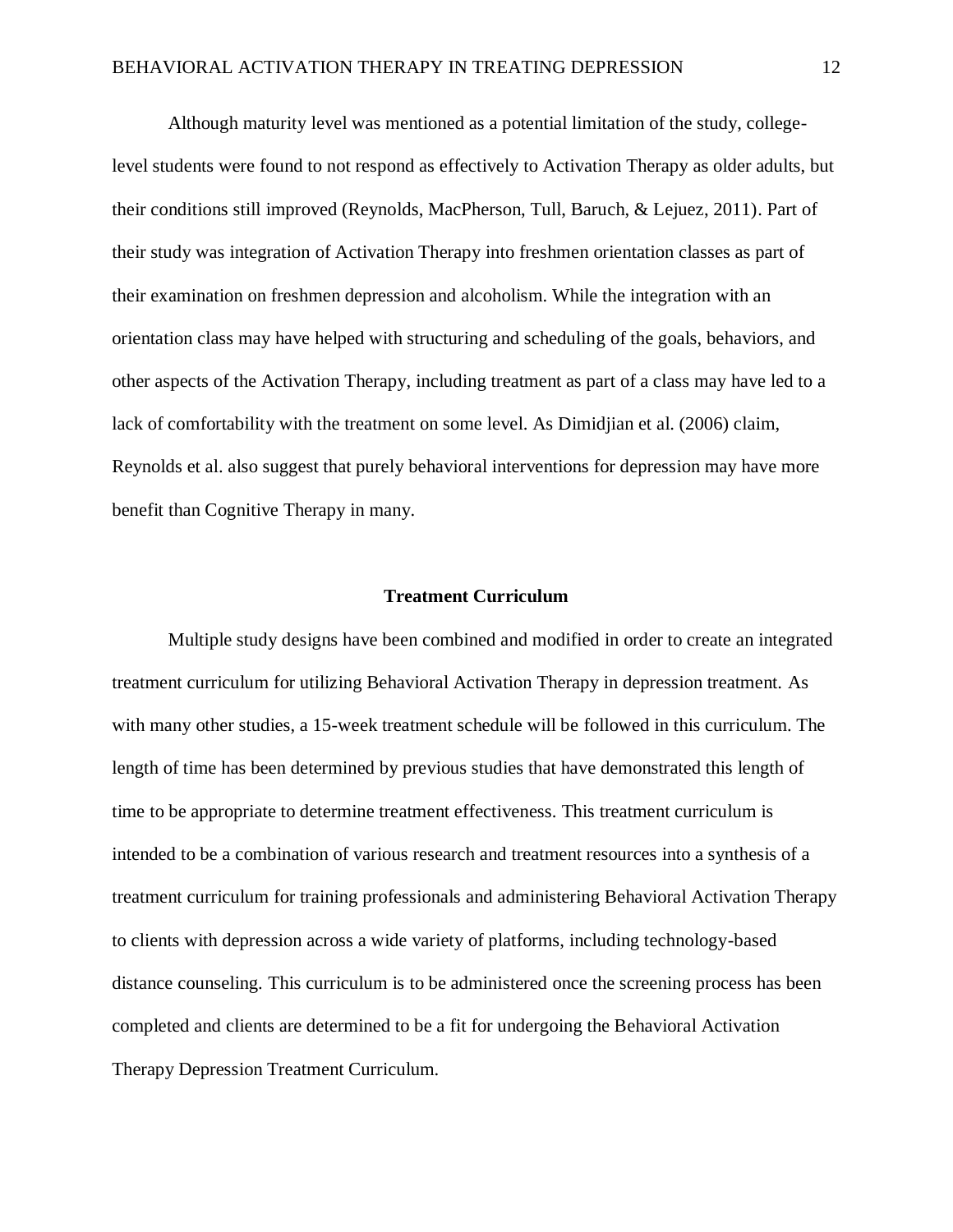Although maturity level was mentioned as a potential limitation of the study, college-level students were found to not respond as effectively to Activation Therapy as older adults, but their conditions still improved (Reynolds, MacPherson, Tull, Baruch, & Lejuez, 2011). Part of their study was integration of Activation Therapy into freshmen orientation classes as part of their examination on freshmen depression and alcoholism. While the integration with an orientation class may have helped with structuring and scheduling of the goals, behaviors, and other aspects of the Activation Therapy, including treatment as part of a class may have led to a lack of comfortability with the treatment on some level. As Dimidjian et al. (2006) claim, Reynolds et al. also suggest that purely behavioral interventions for depression may have more benefit than Cognitive Therapy in many.

## Treatment Curriculum

Multiple study designs have been combined and modified in order to create an integrated treatment curriculum for utilizing Behavioral Activation Therapy in depression treatment. As with many other studies, a 15-week treatment schedule will be followed in this curriculum. The length of time has been determined by previous studies that have demonstrated this length of time to be appropriate to determine treatment effectiveness. This treatment curriculum is intended to be a combination of various research and treatment resources into a synthesis of a treatment curriculum for training professionals and administering Behavioral Activation Therapy to clients with depression across a wide variety of platforms, including technology-based distance counseling. This curriculum is to be administered once the screening process has been completed and clients are determined to be a fit for undergoing the Behavioral Activation Therapy Depression Treatment Curriculum.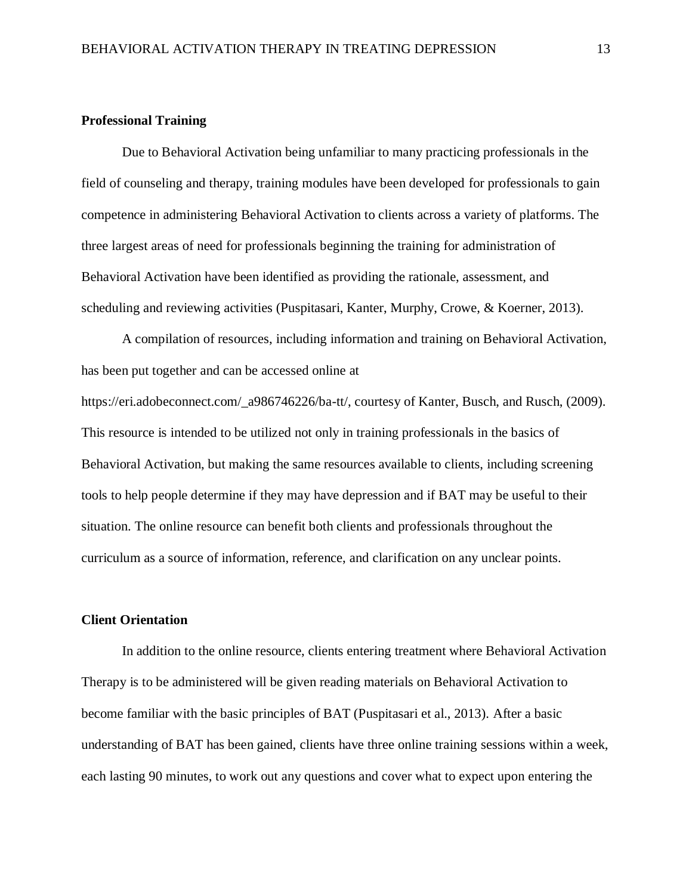**Professional Training**

Due to Behavioral Activation being unfamiliar to many practicing professionals in the field of counseling and therapy, training modules have been developed for professionals to gain competence in administering Behavioral Activation to clients across a variety of platforms. The three largest areas of need for professionals beginning the training for administration of Behavioral Activation have been identified as providing the rationale, assessment, and scheduling and reviewing activities (Puspitasari, Kanter, Murphy, Crowe, & Koerner, 2013).

A compilation of resources, including information and training on Behavioral Activation, has been put together and can be accessed online at https://eri.adobeconnect.com/_a986746226/ba-tt/, courtesy of Kanter, Busch, and Rusch, (2009). This resource is intended to be utilized not only in training professionals in the basics of Behavioral Activation, but making the same resources available to clients, including screening tools to help people determine if they may have depression and if BAT may be useful to their situation. The online resource can benefit both clients and professionals throughout the curriculum as a source of information, reference, and clarification on any unclear points.

**Client Orientation**

In addition to the online resource, clients entering treatment where Behavioral Activation Therapy is to be administered will be given reading materials on Behavioral Activation to become familiar with the basic principles of BAT (Puspitasari et al., 2013). After a basic understanding of BAT has been gained, clients have three online training sessions within a week, each lasting 90 minutes, to work out any questions and cover what to expect upon entering the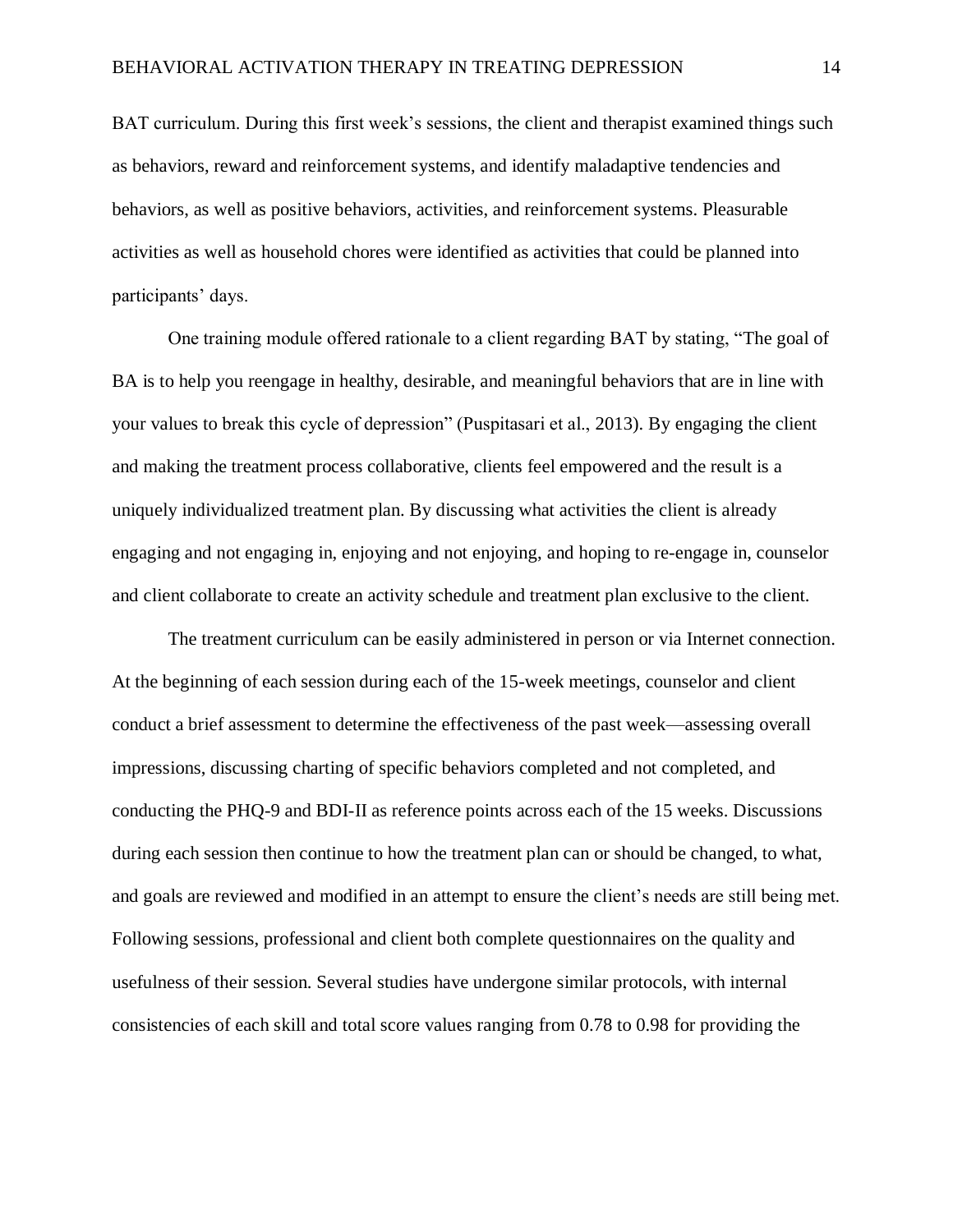BAT curriculum. During this first week's sessions, the client and therapist examined things such as behaviors, reward and reinforcement systems, and identify maladaptive tendencies and behaviors, as well as positive behaviors, activities, and reinforcement systems. Pleasurable activities as well as household chores were identified as activities that could be planned into participants' days.

One training module offered rationale to a client regarding BAT by stating, "The goal of BA is to help you reengage in healthy, desirable, and meaningful behaviors that are in line with your values to break this cycle of depression" (Puspitasari et al., 2013). By engaging the client and making the treatment process collaborative, clients feel empowered and the result is a uniquely individualized treatment plan. By discussing what activities the client is already engaging and not engaging in, enjoying and not enjoying, and hoping to re-engage in, counselor and client collaborate to create an activity schedule and treatment plan exclusive to the client.

The treatment curriculum can be easily administered in person or via Internet connection. At the beginning of each session during each of the 15-week meetings, counselor and client conduct a brief assessment to determine the effectiveness of the past week—assessing overall impressions, discussing charting of specific behaviors completed and not completed, and conducting the PHQ-9 and BDI-II as reference points across each of the 15 weeks. Discussions during each session then continue to how the treatment plan can or should be changed, to what, and goals are reviewed and modified in an attempt to ensure the client's needs are still being met. Following sessions, professional and client both complete questionnaires on the quality and usefulness of their session. Several studies have undergone similar protocols, with internal consistencies of each skill and total score values ranging from 0.78 to 0.98 for providing the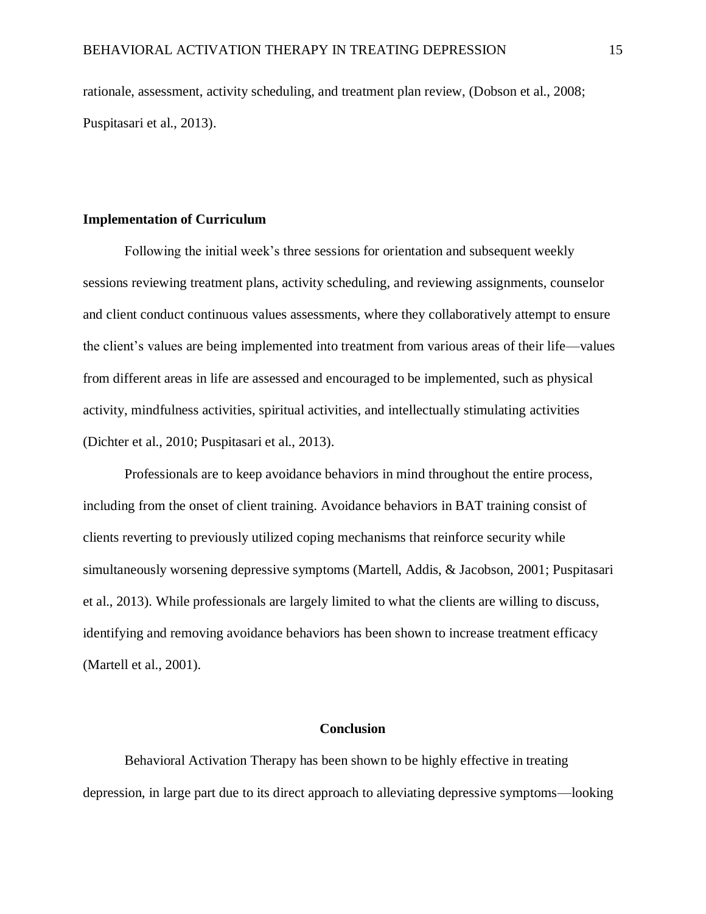rationale, assessment, activity scheduling, and treatment plan review, (Dobson et al., 2008; Puspitasari et al., 2013).

**Implementation of Curriculum**

Following the initial week's three sessions for orientation and subsequent weekly sessions reviewing treatment plans, activity scheduling, and reviewing assignments, counselor and client conduct continuous values assessments, where they collaboratively attempt to ensure the client's values are being implemented into treatment from various areas of their life—values from different areas in life are assessed and encouraged to be implemented, such as physical activity, mindfulness activities, spiritual activities, and intellectually stimulating activities (Dichter et al., 2010; Puspitasari et al., 2013).

Professionals are to keep avoidance behaviors in mind throughout the entire process, including from the onset of client training. Avoidance behaviors in BAT training consist of clients reverting to previously utilized coping mechanisms that reinforce security while simultaneously worsening depressive symptoms (Martell, Addis, & Jacobson, 2001; Puspitasari et al., 2013). While professionals are largely limited to what the clients are willing to discuss, identifying and removing avoidance behaviors has been shown to increase treatment efficacy (Martell et al., 2001).

## Conclusion

Behavioral Activation Therapy has been shown to be highly effective in treating depression, in large part due to its direct approach to alleviating depressive symptoms—looking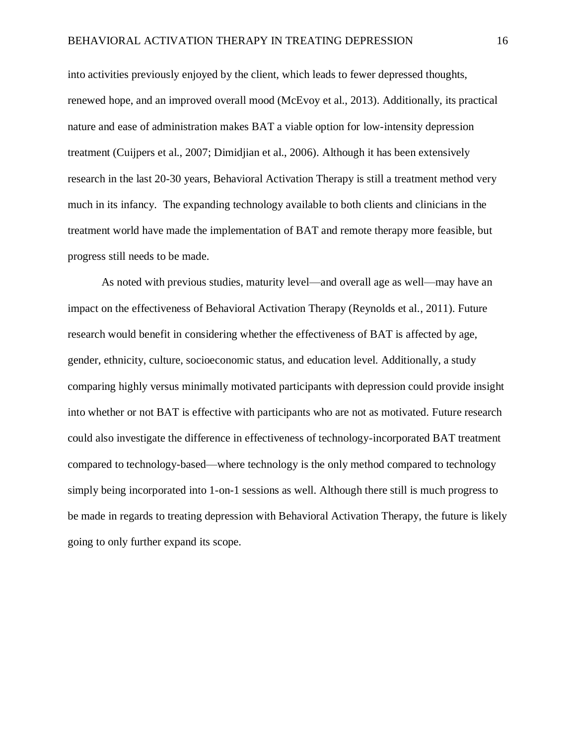into activities previously enjoyed by the client, which leads to fewer depressed thoughts, renewed hope, and an improved overall mood (McEvoy et al., 2013). Additionally, its practical nature and ease of administration makes BAT a viable option for low-intensity depression treatment (Cuijpers et al., 2007; Dimidjian et al., 2006). Although it has been extensively research in the last 20-30 years, Behavioral Activation Therapy is still a treatment method very much in its infancy. The expanding technology available to both clients and clinicians in the treatment world have made the implementation of BAT and remote therapy more feasible, but progress still needs to be made.

As noted with previous studies, maturity level—and overall age as well—may have an impact on the effectiveness of Behavioral Activation Therapy (Reynolds et al., 2011). Future research would benefit in considering whether the effectiveness of BAT is affected by age, gender, ethnicity, culture, socioeconomic status, and education level. Additionally, a study comparing highly versus minimally motivated participants with depression could provide insight into whether or not BAT is effective with participants who are not as motivated. Future research could also investigate the difference in effectiveness of technology-incorporated BAT treatment compared to technology-based—where technology is the only method compared to technology simply being incorporated into 1-on-1 sessions as well. Although there still is much progress to be made in regards to treating depression with Behavioral Activation Therapy, the future is likely going to only further expand its scope.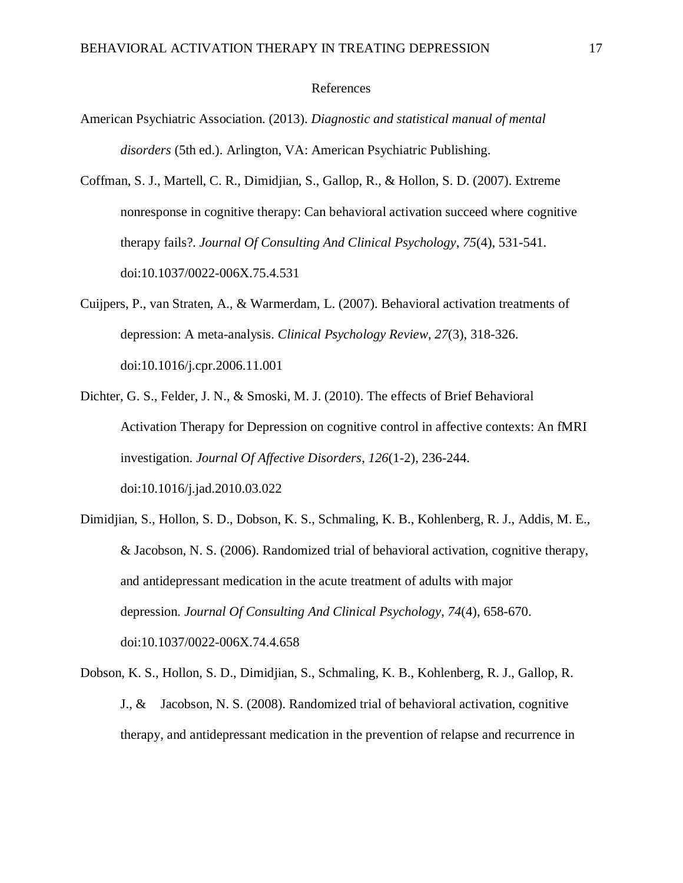References

American Psychiatric Association. (2013). *Diagnostic and statistical manual of mental disorders* (5th ed.). Arlington, VA: American Psychiatric Publishing.

Coffman, S. J., Martell, C. R., Dimidjian, S., Gallop, R., & Hollon, S. D. (2007). Extreme nonresponse in cognitive therapy: Can behavioral activation succeed where cognitive therapy fails?. *Journal Of Consulting And Clinical Psychology*, *75*(4), 531-541. doi:10.1037/0022-006X.75.4.531

Cuijpers, P., van Straten, A., & Warmerdam, L. (2007). Behavioral activation treatments of depression: A meta-analysis. *Clinical Psychology Review*, *27*(3), 318-326. doi:10.1016/j.cpr.2006.11.001

Dichter, G. S., Felder, J. N., & Smoski, M. J. (2010). The effects of Brief Behavioral Activation Therapy for Depression on cognitive control in affective contexts: An fMRI investigation. *Journal Of Affective Disorders*, *126*(1-2), 236-244. doi:10.1016/j.jad.2010.03.022

Dimidjian, S., Hollon, S. D., Dobson, K. S., Schmaling, K. B., Kohlenberg, R. J., Addis, M. E., & Jacobson, N. S. (2006). Randomized trial of behavioral activation, cognitive therapy, and antidepressant medication in the acute treatment of adults with major depression. *Journal Of Consulting And Clinical Psychology*, *74*(4), 658-670. doi:10.1037/0022-006X.74.4.658

Dobson, K. S., Hollon, S. D., Dimidjian, S., Schmaling, K. B., Kohlenberg, R. J., Gallop, R. J., & Jacobson, N. S. (2008). Randomized trial of behavioral activation, cognitive therapy, and antidepressant medication in the prevention of relapse and recurrence in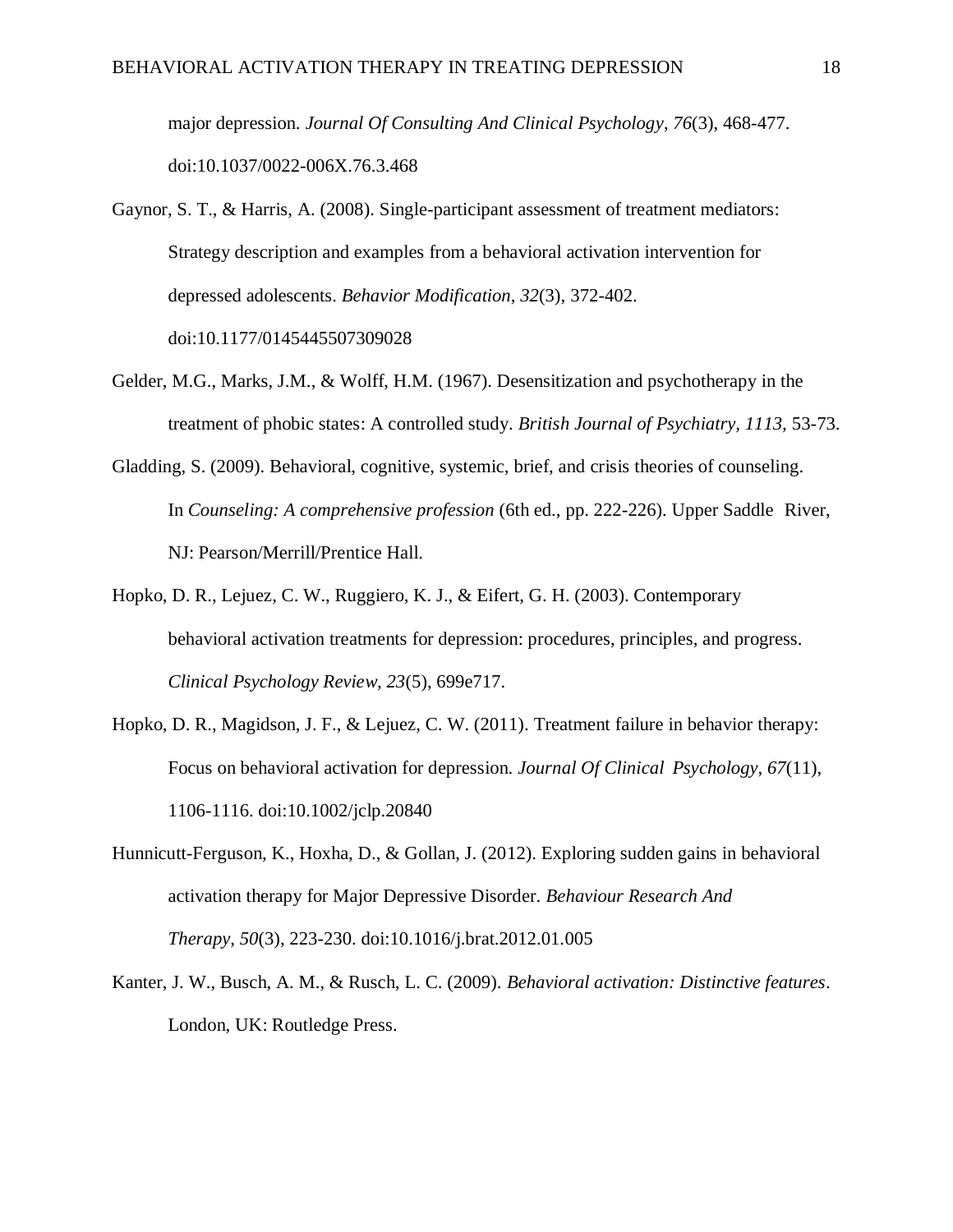major depression. *Journal Of Consulting And Clinical Psychology*, *76*(3), 468-477. doi:10.1037/0022-006X.76.3.468

Gaynor, S. T., & Harris, A. (2008). Single-participant assessment of treatment mediators: Strategy description and examples from a behavioral activation intervention for depressed adolescents. *Behavior Modification*, *32*(3), 372-402. doi:10.1177/0145445507309028

Gelder, M.G., Marks, J.M., & Wolff, H.M. (1967). Desensitization and psychotherapy in the treatment of phobic states: A controlled study. *British Journal of Psychiatry, 1113,* 53-73.

Gladding, S. (2009). Behavioral, cognitive, systemic, brief, and crisis theories of counseling. In *Counseling: A comprehensive profession* (6th ed., pp. 222-226). Upper Saddle River, NJ: Pearson/Merrill/Prentice Hall.

Hopko, D. R., Lejuez, C. W., Ruggiero, K. J., & Eifert, G. H. (2003). Contemporary behavioral activation treatments for depression: procedures, principles, and progress. *Clinical Psychology Review, 23*(5), 699e717.

Hopko, D. R., Magidson, J. F., & Lejuez, C. W. (2011). Treatment failure in behavior therapy: Focus on behavioral activation for depression. *Journal Of Clinical Psychology*, *67*(11), 1106-1116. doi:10.1002/jclp.20840

Hunnicutt-Ferguson, K., Hoxha, D., & Gollan, J. (2012). Exploring sudden gains in behavioral activation therapy for Major Depressive Disorder. *Behaviour Research And Therapy*, *50*(3), 223-230. doi:10.1016/j.brat.2012.01.005

Kanter, J. W., Busch, A. M., & Rusch, L. C. (2009). *Behavioral activation: Distinctive features*. London, UK: Routledge Press.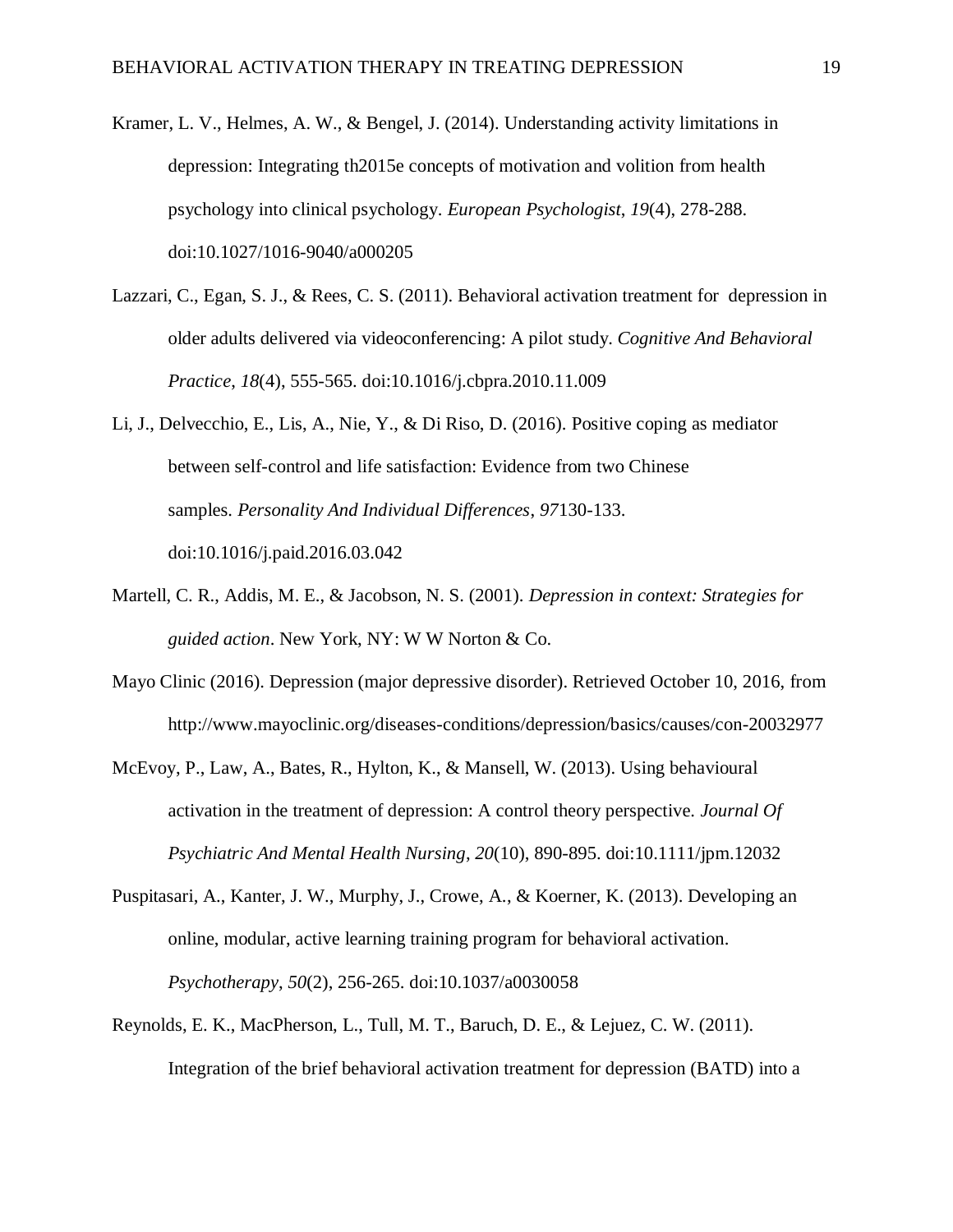Kramer, L. V., Helmes, A. W., & Bengel, J. (2014). Understanding activity limitations in depression: Integrating th2015e concepts of motivation and volition from health psychology into clinical psychology. *European Psychologist*, *19*(4), 278-288. doi:10.1027/1016-9040/a000205

Lazzari, C., Egan, S. J., & Rees, C. S. (2011). Behavioral activation treatment for  depression in older adults delivered via videoconferencing: A pilot study. *Cognitive And Behavioral Practice*, *18*(4), 555-565. doi:10.1016/j.cbpra.2010.11.009

Li, J., Delvecchio, E., Lis, A., Nie, Y., & Di Riso, D. (2016). Positive coping as mediator between self-control and life satisfaction: Evidence from two Chinese samples. *Personality And Individual Differences*, *97*130-133. doi:10.1016/j.paid.2016.03.042

Martell, C. R., Addis, M. E., & Jacobson, N. S. (2001). *Depression in context: Strategies for guided action*. New York, NY: W W Norton & Co.

Mayo Clinic (2016). Depression (major depressive disorder). Retrieved October 10, 2016, from http://www.mayoclinic.org/diseases-conditions/depression/basics/causes/con-20032977

McEvoy, P., Law, A., Bates, R., Hylton, K., & Mansell, W. (2013). Using behavioural activation in the treatment of depression: A control theory perspective. *Journal Of Psychiatric And Mental Health Nursing*, *20*(10), 890-895. doi:10.1111/jpm.12032

Puspitasari, A., Kanter, J. W., Murphy, J., Crowe, A., & Koerner, K. (2013). Developing an online, modular, active learning training program for behavioral activation. *Psychotherapy*, *50*(2), 256-265. doi:10.1037/a0030058

Reynolds, E. K., MacPherson, L., Tull, M. T., Baruch, D. E., & Lejuez, C. W. (2011). Integration of the brief behavioral activation treatment for depression (BATD) into a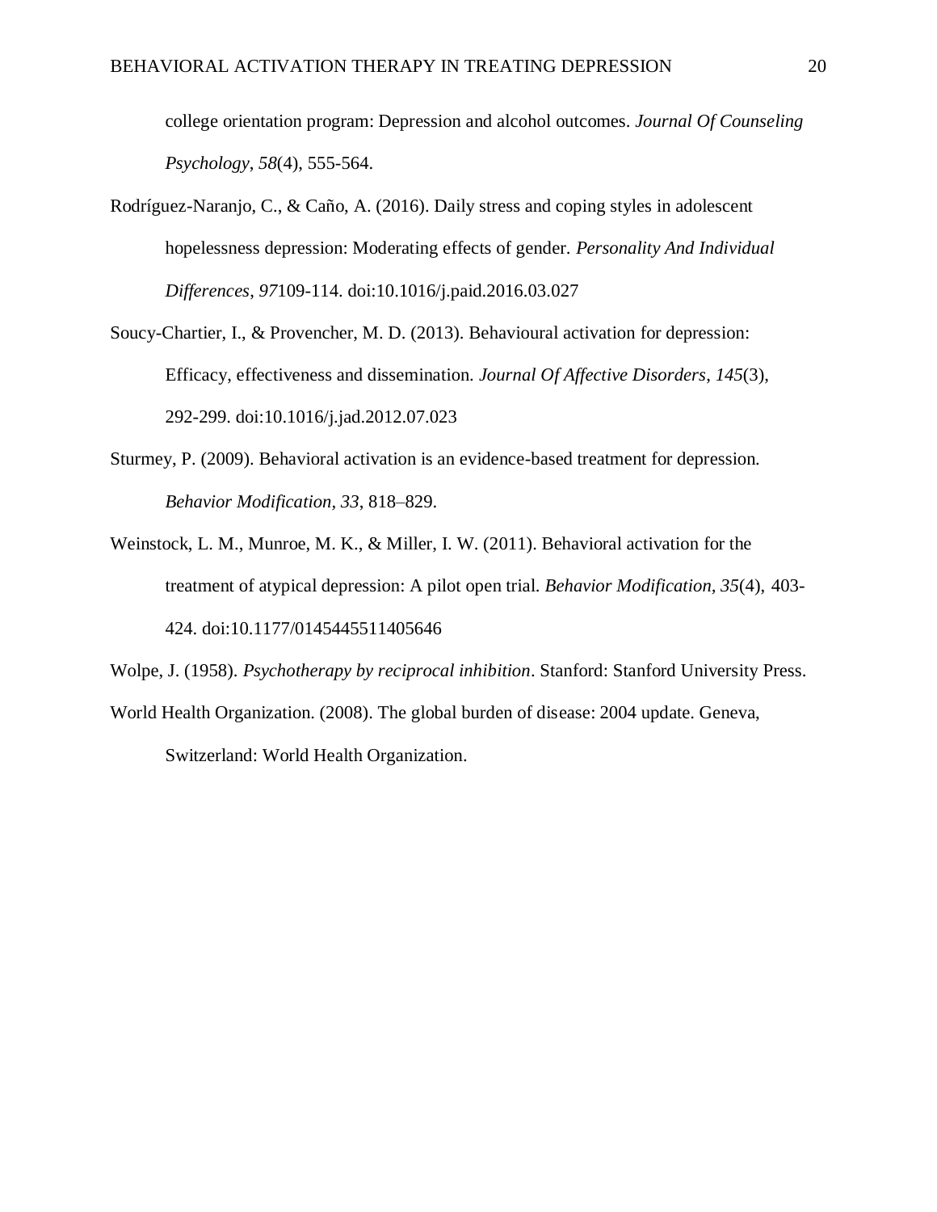college orientation program: Depression and alcohol outcomes. *Journal Of Counseling Psychology*, *58*(4), 555-564.

Rodríguez-Naranjo, C., & Caño, A. (2016). Daily stress and coping styles in adolescent hopelessness depression: Moderating effects of gender. *Personality And Individual Differences*, *97*109-114. doi:10.1016/j.paid.2016.03.027

Soucy-Chartier, I., & Provencher, M. D. (2013). Behavioural activation for depression: Efficacy, effectiveness and dissemination. *Journal Of Affective Disorders*, *145*(3), 292-299. doi:10.1016/j.jad.2012.07.023

Sturmey, P. (2009). Behavioral activation is an evidence-based treatment for depression. *Behavior Modification*, *33*, 818–829.

Weinstock, L. M., Munroe, M. K., & Miller, I. W. (2011). Behavioral activation for the treatment of atypical depression: A pilot open trial. *Behavior Modification, 35*(4), 403-424. doi:10.1177/0145445511405646

Wolpe, J. (1958). *Psychotherapy by reciprocal inhibition*. Stanford: Stanford University Press.

World Health Organization. (2008). The global burden of disease: 2004 update. Geneva, Switzerland: World Health Organization.